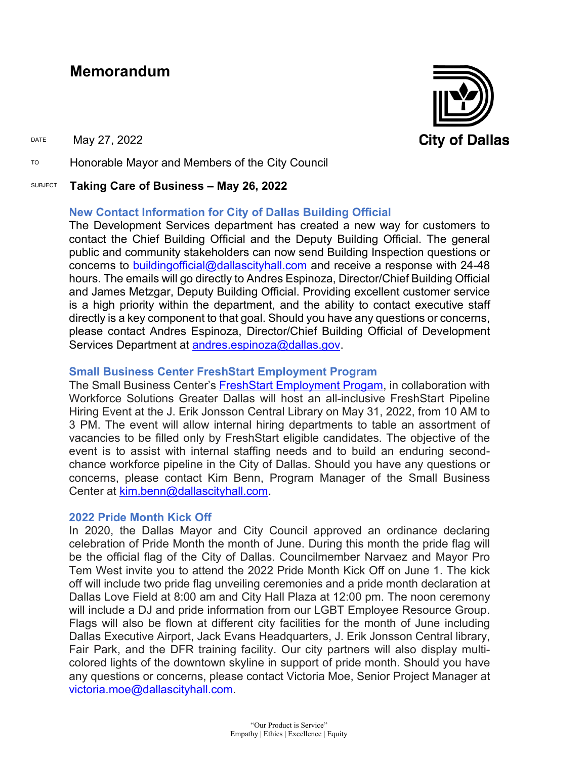# Memorandum

City of Dallas

DATE May 27, 2022

TO Honorable Mayor and Members of the City Council

SUBJECT **Taking Care of Business – May 26, 2022**

### New Contact Information for City of Dallas Building Official

The Development Services department has created a new way for customers to contact the Chief Building Official and the Deputy Building Official. The general public and community stakeholders can now send Building Inspection questions or concerns to buildingofficial@dallascityhall.com and receive a response with 24-48 hours. The emails will go directly to Andres Espinoza, Director/Chief Building Official and James Metzgar, Deputy Building Official. Providing excellent customer service is a high priority within the department, and the ability to contact executive staff directly is a key component to that goal. Should you have any questions or concerns, please contact Andres Espinoza, Director/Chief Building Official of Development Services Department at andres.espinoza@dallas.gov.

### Small Business Center FreshStart Employment Program

The Small Business Center's FreshStart Employment Progam, in collaboration with Workforce Solutions Greater Dallas will host an all-inclusive FreshStart Pipeline Hiring Event at the J. Erik Jonsson Central Library on May 31, 2022, from 10 AM to 3 PM. The event will allow internal hiring departments to table an assortment of vacancies to be filled only by FreshStart eligible candidates. The objective of the event is to assist with internal staffing needs and to build an enduring second-chance workforce pipeline in the City of Dallas. Should you have any questions or concerns, please contact Kim Benn, Program Manager of the Small Business Center at kim.benn@dallascityhall.com.

### 2022 Pride Month Kick Off

In 2020, the Dallas Mayor and City Council approved an ordinance declaring celebration of Pride Month the month of June. During this month the pride flag will be the official flag of the City of Dallas. Councilmember Narvaez and Mayor Pro Tem West invite you to attend the 2022 Pride Month Kick Off on June 1. The kick off will include two pride flag unveiling ceremonies and a pride month declaration at Dallas Love Field at 8:00 am and City Hall Plaza at 12:00 pm. The noon ceremony will include a DJ and pride information from our LGBT Employee Resource Group. Flags will also be flown at different city facilities for the month of June including Dallas Executive Airport, Jack Evans Headquarters, J. Erik Jonsson Central library, Fair Park, and the DFR training facility. Our city partners will also display multi-colored lights of the downtown skyline in support of pride month. Should you have any questions or concerns, please contact Victoria Moe, Senior Project Manager at victoria.moe@dallascityhall.com.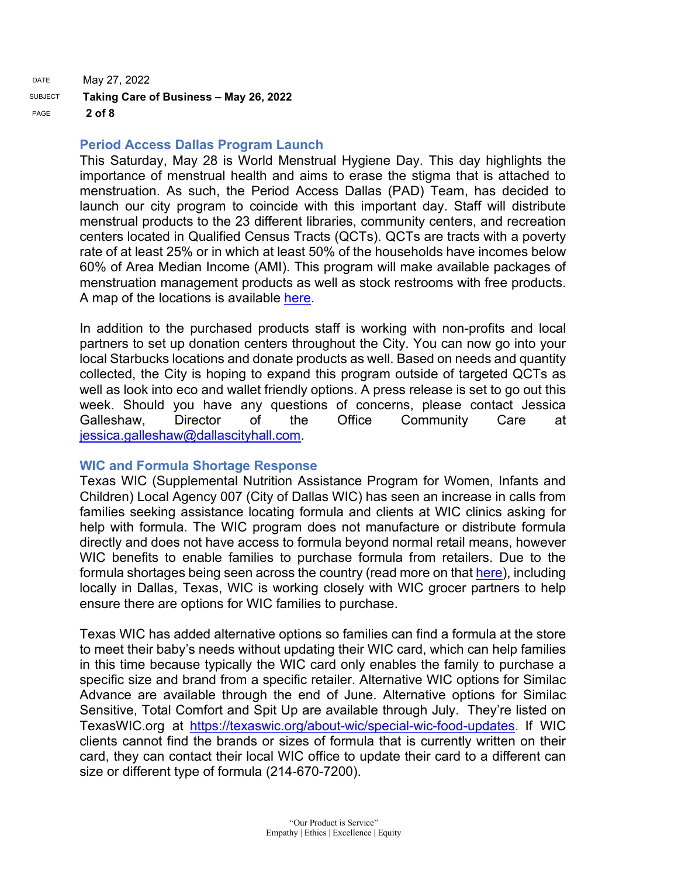## Period Access Dallas Program Launch

This Saturday, May 28 is World Menstrual Hygiene Day. This day highlights the importance of menstrual health and aims to erase the stigma that is attached to menstruation. As such, the Period Access Dallas (PAD) Team, has decided to launch our city program to coincide with this important day. Staff will distribute menstrual products to the 23 different libraries, community centers, and recreation centers located in Qualified Census Tracts (QCTs). QCTs are tracts with a poverty rate of at least 25% or in which at least 50% of the households have incomes below 60% of Area Median Income (AMI). This program will make available packages of menstruation management products as well as stock restrooms with free products. A map of the locations is available here.

In addition to the purchased products staff is working with non-profits and local partners to set up donation centers throughout the City. You can now go into your local Starbucks locations and donate products as well. Based on needs and quantity collected, the City is hoping to expand this program outside of targeted QCTs as well as look into eco and wallet friendly options. A press release is set to go out this week. Should you have any questions of concerns, please contact Jessica Galleshaw, Director of the Office Community Care at jessica.galleshaw@dallascityhall.com.

## WIC and Formula Shortage Response

Texas WIC (Supplemental Nutrition Assistance Program for Women, Infants and Children) Local Agency 007 (City of Dallas WIC) has seen an increase in calls from families seeking assistance locating formula and clients at WIC clinics asking for help with formula. The WIC program does not manufacture or distribute formula directly and does not have access to formula beyond normal retail means, however WIC benefits to enable families to purchase formula from retailers. Due to the formula shortages being seen across the country (read more on that here), including locally in Dallas, Texas, WIC is working closely with WIC grocer partners to help ensure there are options for WIC families to purchase.

Texas WIC has added alternative options so families can find a formula at the store to meet their baby's needs without updating their WIC card, which can help families in this time because typically the WIC card only enables the family to purchase a specific size and brand from a specific retailer. Alternative WIC options for Similac Advance are available through the end of June. Alternative options for Similac Sensitive, Total Comfort and Spit Up are available through July. They're listed on TexasWIC.org at https://texaswic.org/about-wic/special-wic-food-updates. If WIC clients cannot find the brands or sizes of formula that is currently written on their card, they can contact their local WIC office to update their card to a different can size or different type of formula (214-670-7200).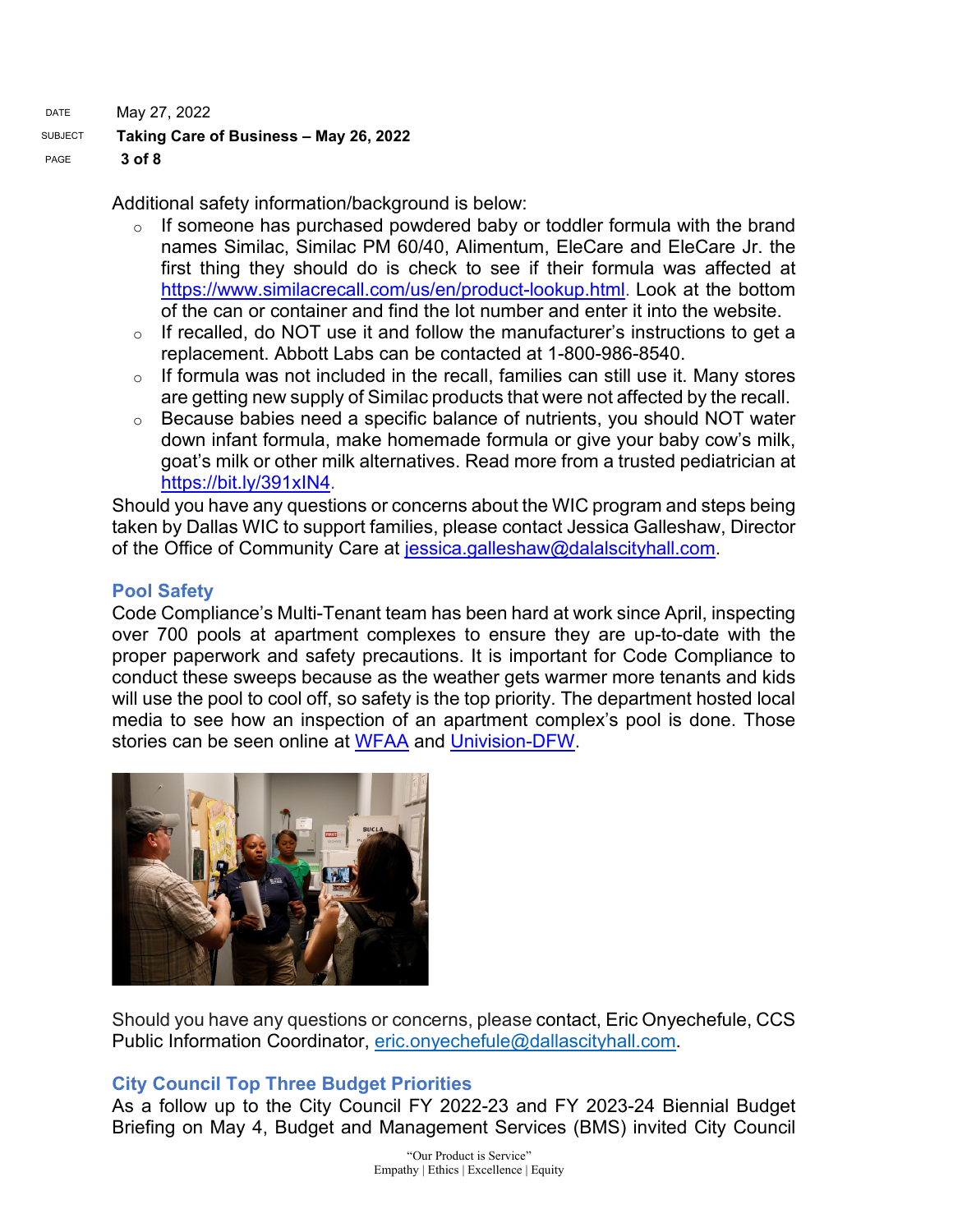Additional safety information/background is below:

- If someone has purchased powdered baby or toddler formula with the brand names Similac, Similac PM 60/40, Alimentum, EleCare and EleCare Jr. the first thing they should do is check to see if their formula was affected at https://www.similacrecall.com/us/en/product-lookup.html. Look at the bottom of the can or container and find the lot number and enter it into the website.
- If recalled, do NOT use it and follow the manufacturer's instructions to get a replacement. Abbott Labs can be contacted at 1-800-986-8540.
- If formula was not included in the recall, families can still use it. Many stores are getting new supply of Similac products that were not affected by the recall.
- Because babies need a specific balance of nutrients, you should NOT water down infant formula, make homemade formula or give your baby cow's milk, goat's milk or other milk alternatives. Read more from a trusted pediatrician at https://bit.ly/391xIN4.

Should you have any questions or concerns about the WIC program and steps being taken by Dallas WIC to support families, please contact Jessica Galleshaw, Director of the Office of Community Care at jessica.galleshaw@dalalscityhall.com.

## Pool Safety

Code Compliance's Multi-Tenant team has been hard at work since April, inspecting over 700 pools at apartment complexes to ensure they are up-to-date with the proper paperwork and safety precautions. It is important for Code Compliance to conduct these sweeps because as the weather gets warmer more tenants and kids will use the pool to cool off, so safety is the top priority. The department hosted local media to see how an inspection of an apartment complex's pool is done. Those stories can be seen online at WFAA and Univision-DFW.

Should you have any questions or concerns, please contact, Eric Onyechefule, CCS Public Information Coordinator, eric.onyechefule@dallascityhall.com.

## City Council Top Three Budget Priorities

As a follow up to the City Council FY 2022-23 and FY 2023-24 Biennial Budget Briefing on May 4, Budget and Management Services (BMS) invited City Council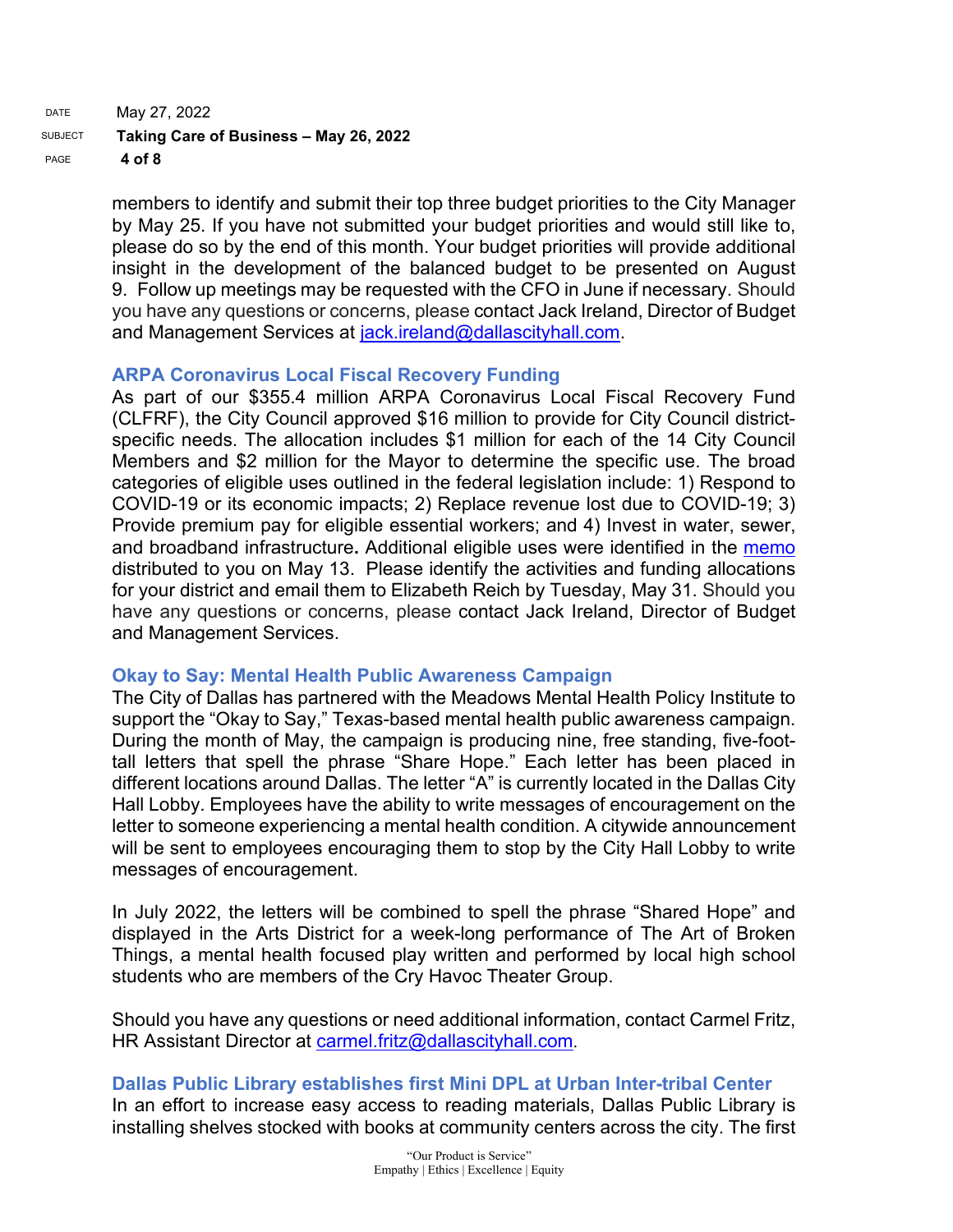members to identify and submit their top three budget priorities to the City Manager by May 25. If you have not submitted your budget priorities and would still like to, please do so by the end of this month. Your budget priorities will provide additional insight in the development of the balanced budget to be presented on August 9. Follow up meetings may be requested with the CFO in June if necessary. Should you have any questions or concerns, please contact Jack Ireland, Director of Budget and Management Services at [jack.ireland@dallascityhall.com](mailto:jack.ireland@dallascityhall.com).

### ARPA Coronavirus Local Fiscal Recovery Funding

As part of our $355.4 million ARPA Coronavirus Local Fiscal Recovery Fund (CLFRF), the City Council approved $16 million to provide for City Council district-specific needs. The allocation includes $1 million for each of the 14 City Council Members and $2 million for the Mayor to determine the specific use. The broad categories of eligible uses outlined in the federal legislation include: 1) Respond to COVID-19 or its economic impacts; 2) Replace revenue lost due to COVID-19; 3) Provide premium pay for eligible essential workers; and 4) Invest in water, sewer, and broadband infrastructure. Additional eligible uses were identified in the memo distributed to you on May 13. Please identify the activities and funding allocations for your district and email them to Elizabeth Reich by Tuesday, May 31. Should you have any questions or concerns, please contact Jack Ireland, Director of Budget and Management Services.

### Okay to Say: Mental Health Public Awareness Campaign

The City of Dallas has partnered with the Meadows Mental Health Policy Institute to support the "Okay to Say," Texas-based mental health public awareness campaign. During the month of May, the campaign is producing nine, free standing, five-foot-tall letters that spell the phrase "Share Hope." Each letter has been placed in different locations around Dallas. The letter "A" is currently located in the Dallas City Hall Lobby. Employees have the ability to write messages of encouragement on the letter to someone experiencing a mental health condition. A citywide announcement will be sent to employees encouraging them to stop by the City Hall Lobby to write messages of encouragement.

In July 2022, the letters will be combined to spell the phrase "Shared Hope" and displayed in the Arts District for a week-long performance of The Art of Broken Things, a mental health focused play written and performed by local high school students who are members of the Cry Havoc Theater Group.

Should you have any questions or need additional information, contact Carmel Fritz, HR Assistant Director at [carmel.fritz@dallascityhall.com](mailto:carmel.fritz@dallascityhall.com).

### Dallas Public Library establishes first Mini DPL at Urban Inter-tribal Center

In an effort to increase easy access to reading materials, Dallas Public Library is installing shelves stocked with books at community centers across the city. The first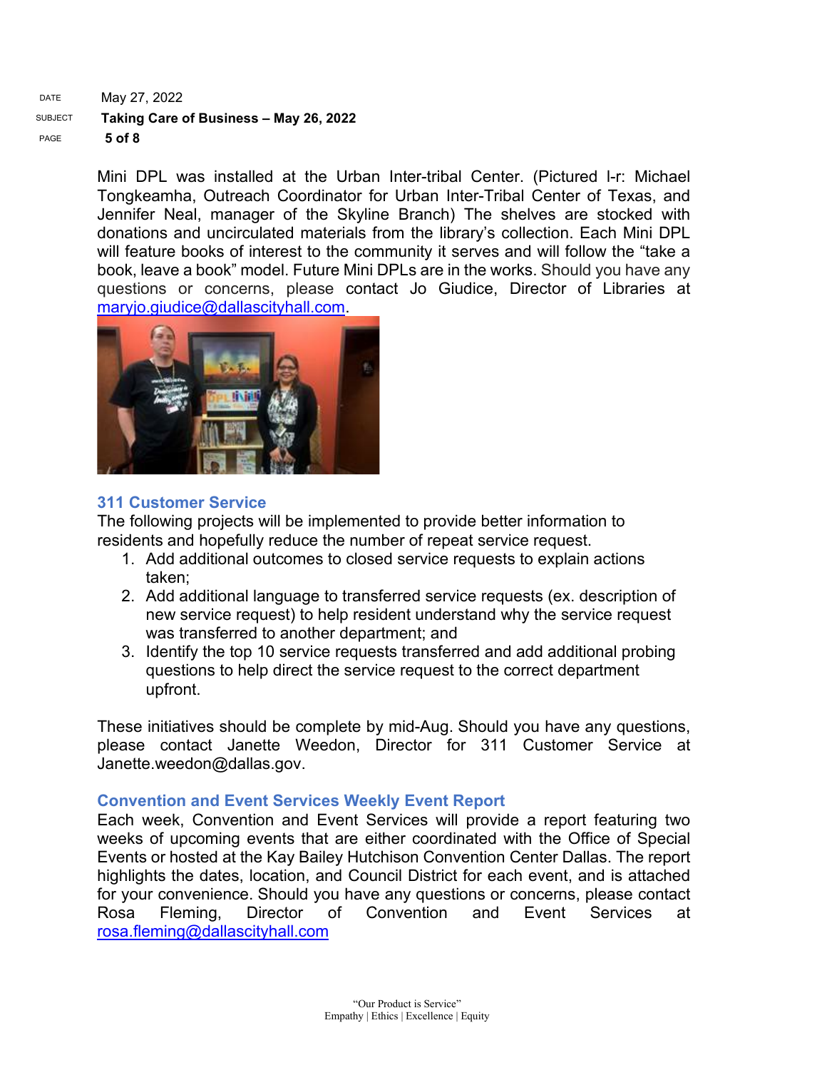Mini DPL was installed at the Urban Inter-tribal Center. (Pictured l-r: Michael Tongkeamha, Outreach Coordinator for Urban Inter-Tribal Center of Texas, and Jennifer Neal, manager of the Skyline Branch) The shelves are stocked with donations and uncirculated materials from the library's collection. Each Mini DPL will feature books of interest to the community it serves and will follow the "take a book, leave a book" model. Future Mini DPLs are in the works. Should you have any questions or concerns, please contact Jo Giudice, Director of Libraries at maryjo.giudice@dallascityhall.com.

### 311 Customer Service

The following projects will be implemented to provide better information to residents and hopefully reduce the number of repeat service request.

1. Add additional outcomes to closed service requests to explain actions taken;
2. Add additional language to transferred service requests (ex. description of new service request) to help resident understand why the service request was transferred to another department; and
3. Identify the top 10 service requests transferred and add additional probing questions to help direct the service request to the correct department upfront.

These initiatives should be complete by mid-Aug. Should you have any questions, please contact Janette Weedon, Director for 311 Customer Service at Janette.weedon@dallas.gov.

### Convention and Event Services Weekly Event Report

Each week, Convention and Event Services will provide a report featuring two weeks of upcoming events that are either coordinated with the Office of Special Events or hosted at the Kay Bailey Hutchison Convention Center Dallas. The report highlights the dates, location, and Council District for each event, and is attached for your convenience. Should you have any questions or concerns, please contact Rosa Fleming, Director of Convention and Event Services at rosa.fleming@dallascityhall.com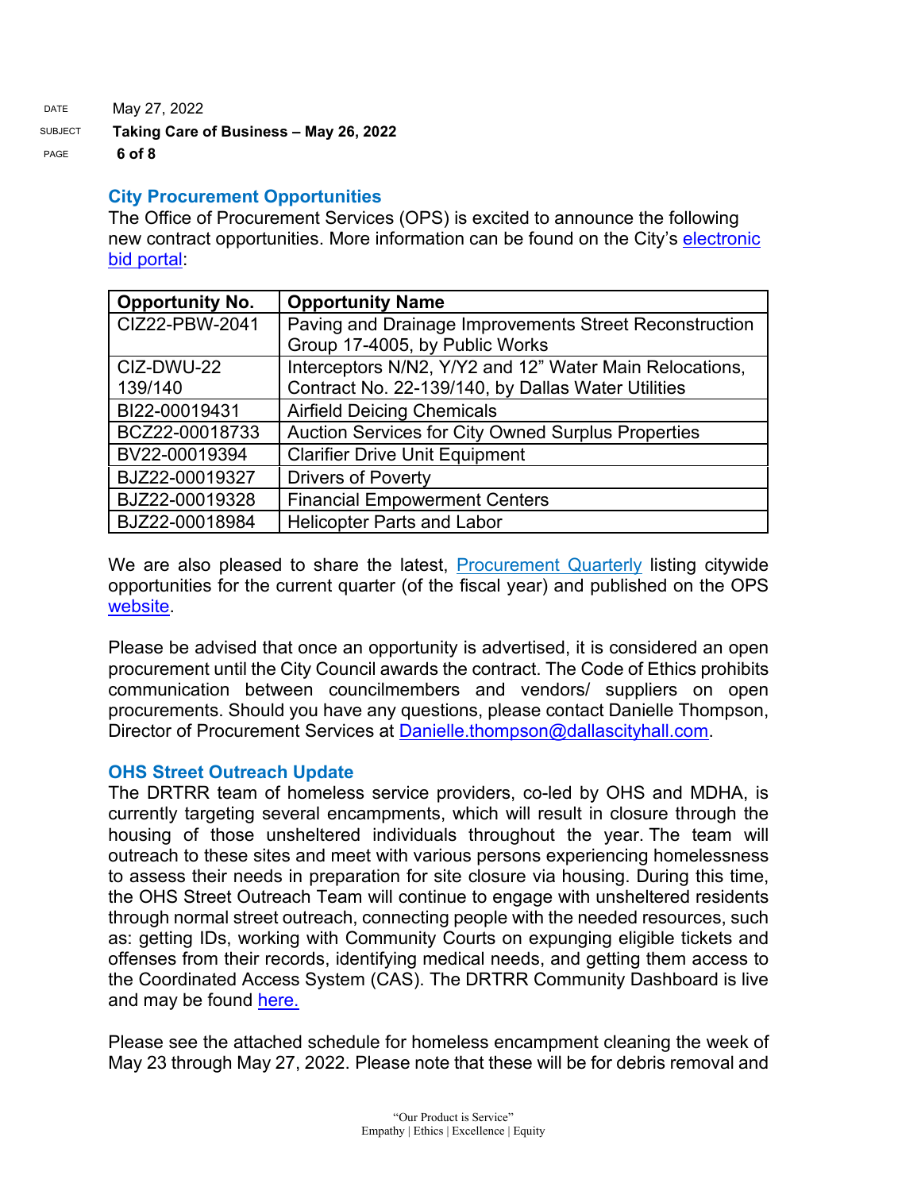## City Procurement Opportunities

The Office of Procurement Services (OPS) is excited to announce the following new contract opportunities. More information can be found on the City's electronic bid portal:

| Opportunity No. | Opportunity Name |
|---|---|
| CIZ22-PBW-2041 | Paving and Drainage Improvements Street Reconstruction Group 17-4005, by Public Works |
| CIZ-DWU-22 139/140 | Interceptors N/N2, Y/Y2 and 12" Water Main Relocations, Contract No. 22-139/140, by Dallas Water Utilities |
| BI22-00019431 | Airfield Deicing Chemicals |
| BCZ22-00018733 | Auction Services for City Owned Surplus Properties |
| BV22-00019394 | Clarifier Drive Unit Equipment |
| BJZ22-00019327 | Drivers of Poverty |
| BJZ22-00019328 | Financial Empowerment Centers |
| BJZ22-00018984 | Helicopter Parts and Labor |

We are also pleased to share the latest, Procurement Quarterly listing citywide opportunities for the current quarter (of the fiscal year) and published on the OPS website.

Please be advised that once an opportunity is advertised, it is considered an open procurement until the City Council awards the contract. The Code of Ethics prohibits communication between councilmembers and vendors/ suppliers on open procurements. Should you have any questions, please contact Danielle Thompson, Director of Procurement Services at Danielle.thompson@dallascityhall.com.

## OHS Street Outreach Update

The DRTRR team of homeless service providers, co-led by OHS and MDHA, is currently targeting several encampments, which will result in closure through the housing of those unsheltered individuals throughout the year. The team will outreach to these sites and meet with various persons experiencing homelessness to assess their needs in preparation for site closure via housing. During this time, the OHS Street Outreach Team will continue to engage with unsheltered residents through normal street outreach, connecting people with the needed resources, such as: getting IDs, working with Community Courts on expunging eligible tickets and offenses from their records, identifying medical needs, and getting them access to the Coordinated Access System (CAS). The DRTRR Community Dashboard is live and may be found here.

Please see the attached schedule for homeless encampment cleaning the week of May 23 through May 27, 2022. Please note that these will be for debris removal and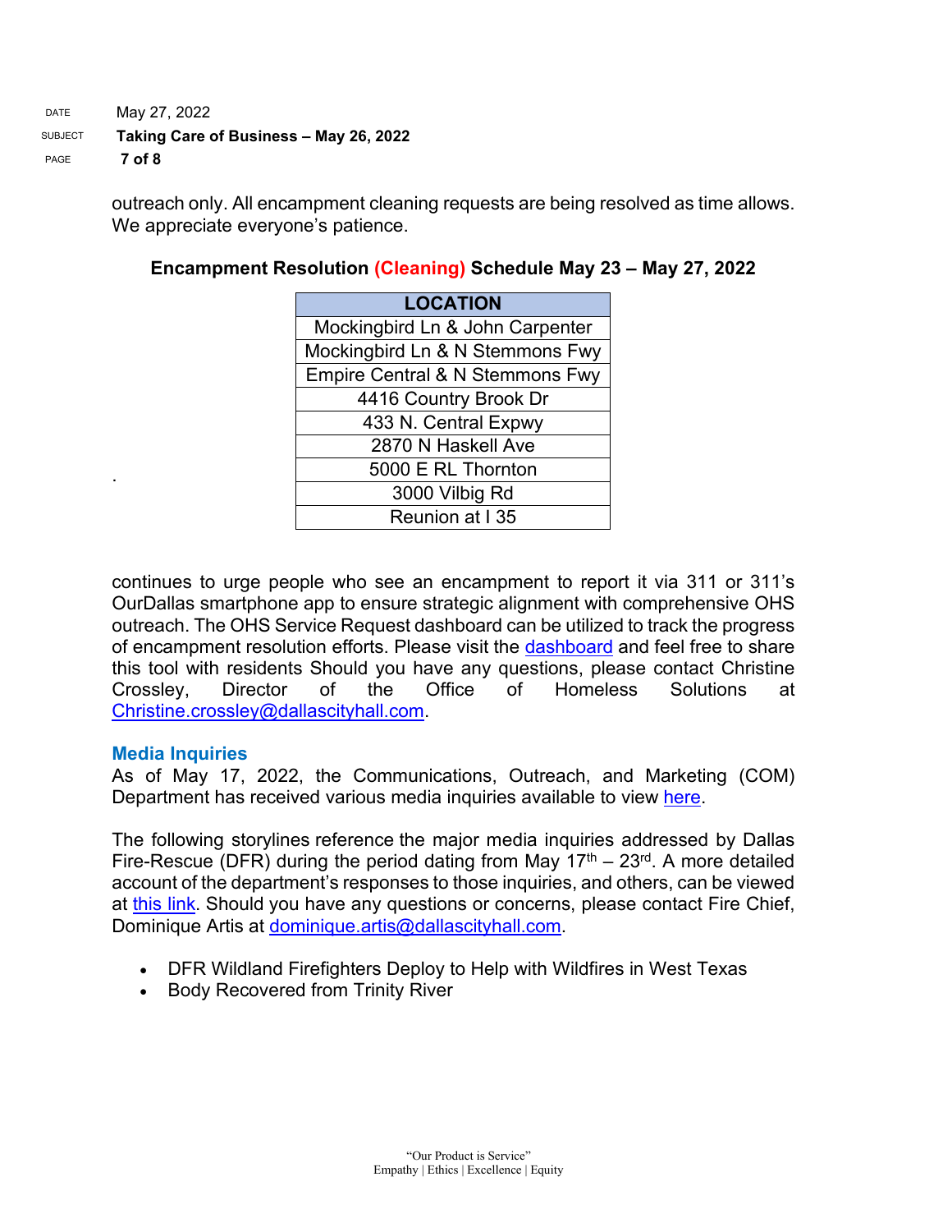outreach only. All encampment cleaning requests are being resolved as time allows. We appreciate everyone's patience.

**Encampment Resolution (Cleaning) Schedule May 23 – May 27, 2022**

| LOCATION |
|---|
| Mockingbird Ln & John Carpenter |
| Mockingbird Ln & N Stemmons Fwy |
| Empire Central & N Stemmons Fwy |
| 4416 Country Brook Dr |
| 433 N. Central Expwy |
| 2870 N Haskell Ave |
| 5000 E RL Thornton |
| 3000 Vilbig Rd |
| Reunion at I 35 |

continues to urge people who see an encampment to report it via 311 or 311's OurDallas smartphone app to ensure strategic alignment with comprehensive OHS outreach. The OHS Service Request dashboard can be utilized to track the progress of encampment resolution efforts. Please visit the dashboard and feel free to share this tool with residents Should you have any questions, please contact Christine Crossley, Director of the Office of Homeless Solutions at Christine.crossley@dallascityhall.com.

### Media Inquiries

As of May 17, 2022, the Communications, Outreach, and Marketing (COM) Department has received various media inquiries available to view here.

The following storylines reference the major media inquiries addressed by Dallas Fire-Rescue (DFR) during the period dating from May 17th – 23rd. A more detailed account of the department's responses to those inquiries, and others, can be viewed at this link. Should you have any questions or concerns, please contact Fire Chief, Dominique Artis at dominique.artis@dallascityhall.com.

- DFR Wildland Firefighters Deploy to Help with Wildfires in West Texas
- Body Recovered from Trinity River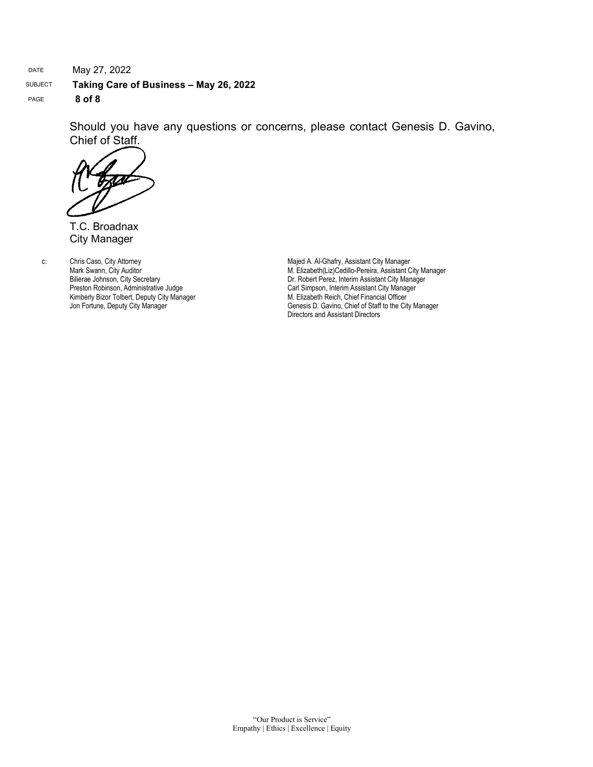Should you have any questions or concerns, please contact Genesis D. Gavino, Chief of Staff.

T.C. Broadnax
City Manager

c: Chris Caso, City Attorney
Mark Swann, City Auditor
Bilierae Johnson, City Secretary
Preston Robinson, Administrative Judge
Kimberly Bizor Tolbert, Deputy City Manager
Jon Fortune, Deputy City Manager
Majed A. Al-Ghafry, Assistant City Manager
M. Elizabeth(Liz)Cedillo-Pereira, Assistant City Manager
Dr. Robert Perez, Interim Assistant City Manager
Carl Simpson, Interim Assistant City Manager
M. Elizabeth Reich, Chief Financial Officer
Genesis D. Gavino, Chief of Staff to the City Manager
Directors and Assistant Directors

"Our Product is Service"
Empathy | Ethics | Excellence | Equity